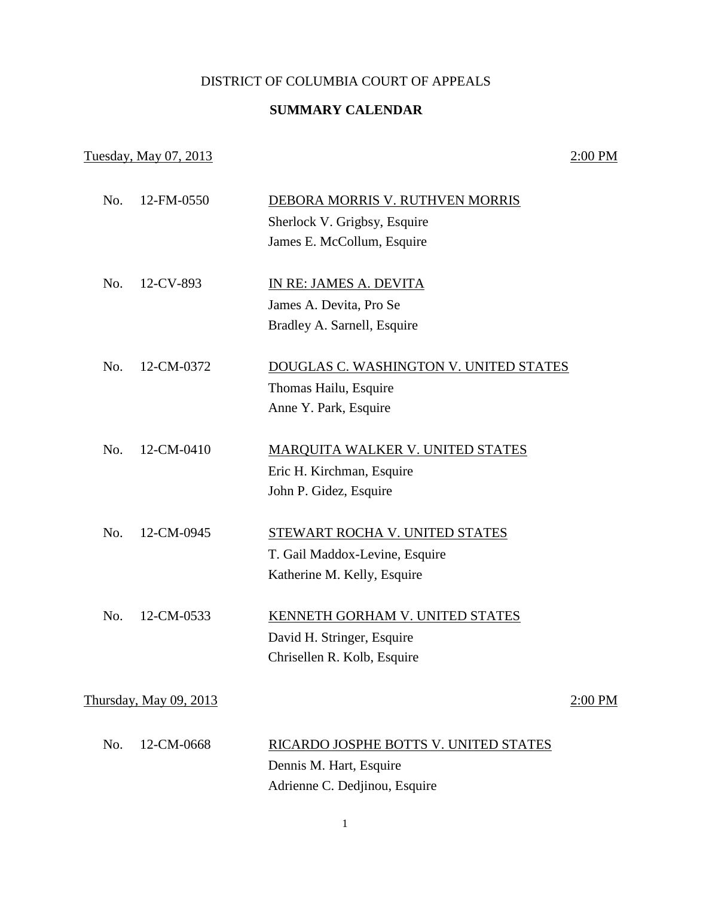# DISTRICT OF COLUMBIA COURT OF APPEALS

## SUMMARY CALENDAR

Tuesday, May 07, 2013 — 2:00 PM

No. 12-FM-0550 — DEBORA MORRIS V. RUTHVEN MORRIS
Sherlock V. Grigbsy, Esquire
James E. McCollum, Esquire

No. 12-CV-893 — IN RE: JAMES A. DEVITA
James A. Devita, Pro Se
Bradley A. Sarnell, Esquire

No. 12-CM-0372 — DOUGLAS C. WASHINGTON V. UNITED STATES
Thomas Hailu, Esquire
Anne Y. Park, Esquire

No. 12-CM-0410 — MARQUITA WALKER V. UNITED STATES
Eric H. Kirchman, Esquire
John P. Gidez, Esquire

No. 12-CM-0945 — STEWART ROCHA V. UNITED STATES
T. Gail Maddox-Levine, Esquire
Katherine M. Kelly, Esquire

No. 12-CM-0533 — KENNETH GORHAM V. UNITED STATES
David H. Stringer, Esquire
Chrisellen R. Kolb, Esquire

Thursday, May 09, 2013 — 2:00 PM

No. 12-CM-0668 — RICARDO JOSPHE BOTTS V. UNITED STATES
Dennis M. Hart, Esquire
Adrienne C. Dedjinou, Esquire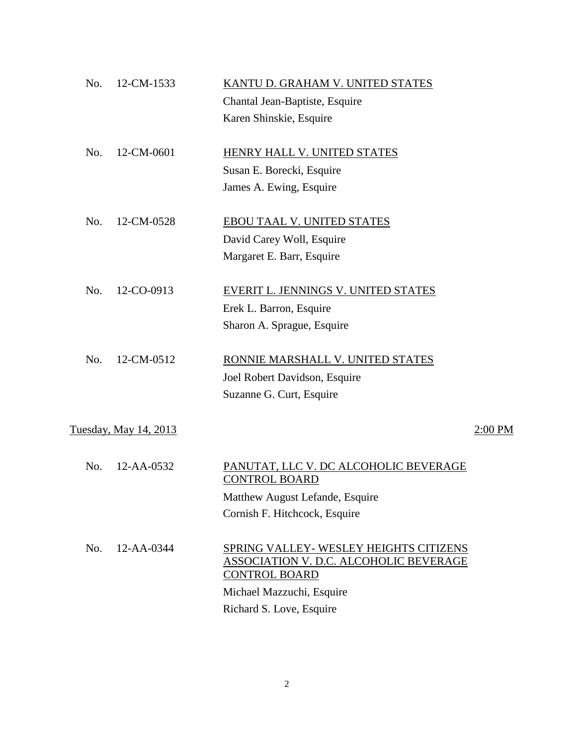No. 12-CM-1533 — KANTU D. GRAHAM V. UNITED STATES
Chantal Jean-Baptiste, Esquire
Karen Shinskie, Esquire

No. 12-CM-0601 — HENRY HALL V. UNITED STATES
Susan E. Borecki, Esquire
James A. Ewing, Esquire

No. 12-CM-0528 — EBOU TAAL V. UNITED STATES
David Carey Woll, Esquire
Margaret E. Barr, Esquire

No. 12-CO-0913 — EVERIT L. JENNINGS V. UNITED STATES
Erek L. Barron, Esquire
Sharon A. Sprague, Esquire

No. 12-CM-0512 — RONNIE MARSHALL V. UNITED STATES
Joel Robert Davidson, Esquire
Suzanne G. Curt, Esquire

## Tuesday, May 14, 2013 — 2:00 PM

No. 12-AA-0532 — PANUTAT, LLC V. DC ALCOHOLIC BEVERAGE CONTROL BOARD
Matthew August Lefande, Esquire
Cornish F. Hitchcock, Esquire

No. 12-AA-0344 — SPRING VALLEY- WESLEY HEIGHTS CITIZENS ASSOCIATION V. D.C. ALCOHOLIC BEVERAGE CONTROL BOARD
Michael Mazzuchi, Esquire
Richard S. Love, Esquire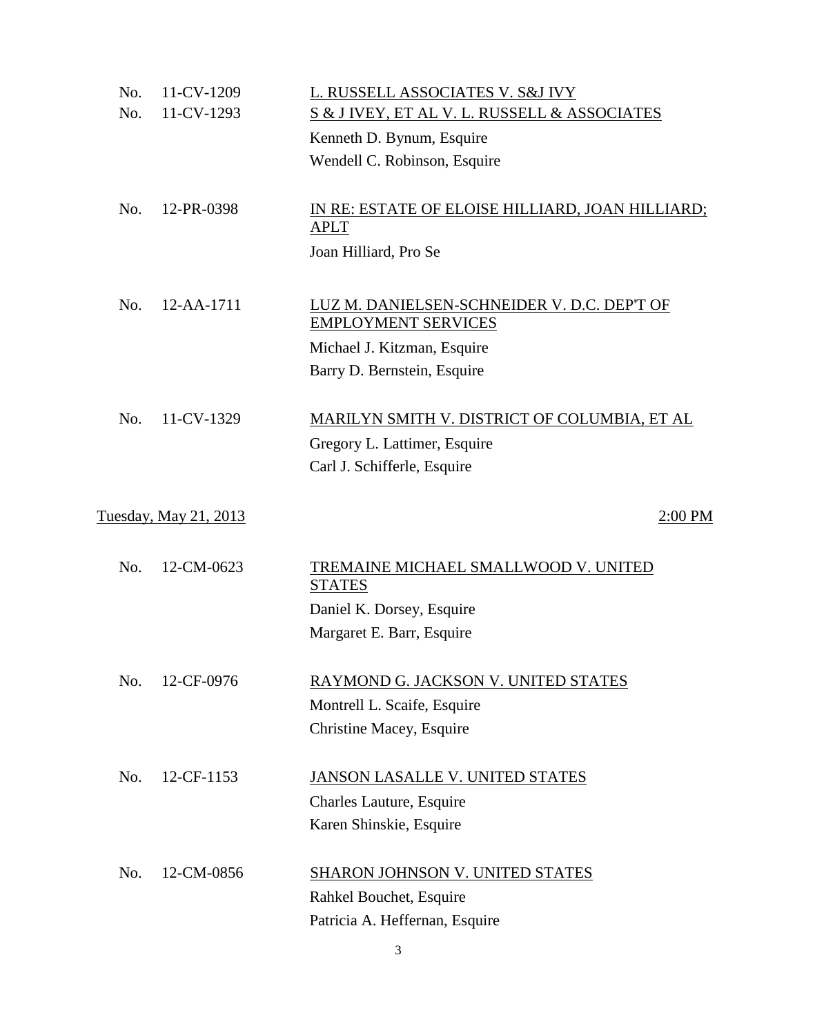No. 11-CV-1209 — <u>L. RUSSELL ASSOCIATES V. S&J IVY</u>
No. 11-CV-1293 — <u>S & J IVEY, ET AL V. L. RUSSELL & ASSOCIATES</u>

Kenneth D. Bynum, Esquire
Wendell C. Robinson, Esquire

No. 12-PR-0398 — <u>IN RE: ESTATE OF ELOISE HILLIARD, JOAN HILLIARD; APLT</u>

Joan Hilliard, Pro Se

No. 12-AA-1711 — <u>LUZ M. DANIELSEN-SCHNEIDER V. D.C. DEP'T OF EMPLOYMENT SERVICES</u>

Michael J. Kitzman, Esquire
Barry D. Bernstein, Esquire

No. 11-CV-1329 — <u>MARILYN SMITH V. DISTRICT OF COLUMBIA, ET AL</u>

Gregory L. Lattimer, Esquire
Carl J. Schifferle, Esquire

<u>Tuesday, May 21, 2013</u> — <u>2:00 PM</u>

No. 12-CM-0623 — <u>TREMAINE MICHAEL SMALLWOOD V. UNITED STATES</u>

Daniel K. Dorsey, Esquire
Margaret E. Barr, Esquire

No. 12-CF-0976 — <u>RAYMOND G. JACKSON V. UNITED STATES</u>

Montrell L. Scaife, Esquire
Christine Macey, Esquire

No. 12-CF-1153 — <u>JANSON LASALLE V. UNITED STATES</u>

Charles Lauture, Esquire
Karen Shinskie, Esquire

No. 12-CM-0856 — <u>SHARON JOHNSON V. UNITED STATES</u>

Rahkel Bouchet, Esquire
Patricia A. Heffernan, Esquire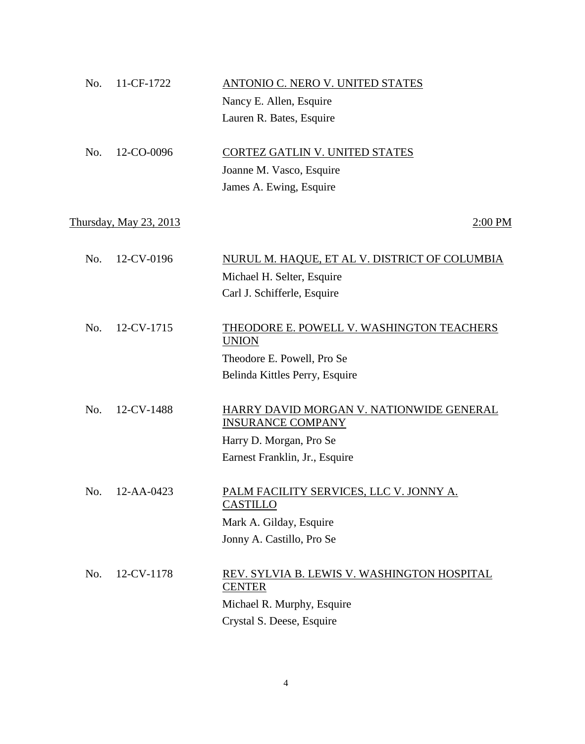No. 11-CF-1722 — <u>ANTONIO C. NERO V. UNITED STATES</u>
Nancy E. Allen, Esquire
Lauren R. Bates, Esquire

No. 12-CO-0096 — <u>CORTEZ GATLIN V. UNITED STATES</u>
Joanne M. Vasco, Esquire
James A. Ewing, Esquire

<u>Thursday, May 23, 2013</u> — <u>2:00 PM</u>

No. 12-CV-0196 — <u>NURUL M. HAQUE, ET AL V. DISTRICT OF COLUMBIA</u>
Michael H. Selter, Esquire
Carl J. Schifferle, Esquire

No. 12-CV-1715 — <u>THEODORE E. POWELL V. WASHINGTON TEACHERS UNION</u>
Theodore E. Powell, Pro Se
Belinda Kittles Perry, Esquire

No. 12-CV-1488 — <u>HARRY DAVID MORGAN V. NATIONWIDE GENERAL INSURANCE COMPANY</u>
Harry D. Morgan, Pro Se
Earnest Franklin, Jr., Esquire

No. 12-AA-0423 — <u>PALM FACILITY SERVICES, LLC V. JONNY A. CASTILLO</u>
Mark A. Gilday, Esquire
Jonny A. Castillo, Pro Se

No. 12-CV-1178 — <u>REV. SYLVIA B. LEWIS V. WASHINGTON HOSPITAL CENTER</u>
Michael R. Murphy, Esquire
Crystal S. Deese, Esquire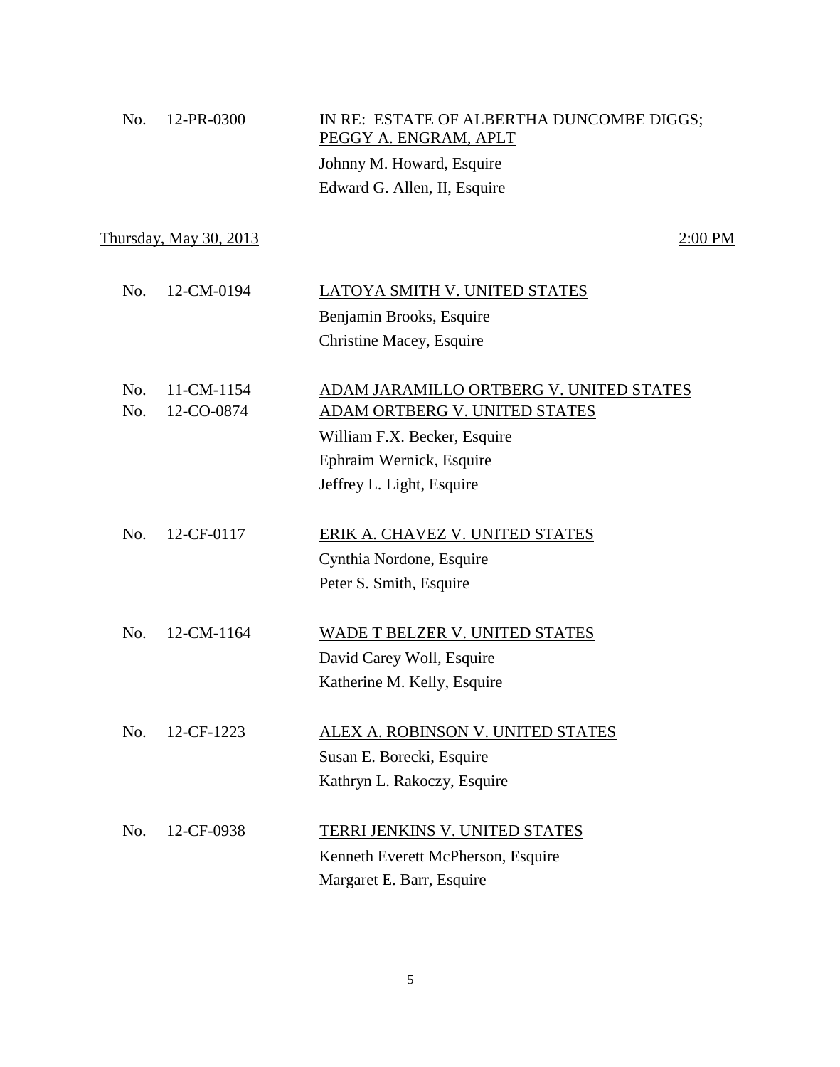No. 12-PR-0300 — <u>IN RE: ESTATE OF ALBERTHA DUNCOMBE DIGGS; PEGGY A. ENGRAM, APLT</u>

Johnny M. Howard, Esquire
Edward G. Allen, II, Esquire

<u>Thursday, May 30, 2013</u> — <u>2:00 PM</u>

No. 12-CM-0194 — <u>LATOYA SMITH V. UNITED STATES</u>

Benjamin Brooks, Esquire
Christine Macey, Esquire

No. 11-CM-1154 — <u>ADAM JARAMILLO ORTBERG V. UNITED STATES</u>
No. 12-CO-0874 — <u>ADAM ORTBERG V. UNITED STATES</u>

William F.X. Becker, Esquire
Ephraim Wernick, Esquire
Jeffrey L. Light, Esquire

No. 12-CF-0117 — <u>ERIK A. CHAVEZ V. UNITED STATES</u>

Cynthia Nordone, Esquire
Peter S. Smith, Esquire

No. 12-CM-1164 — <u>WADE T BELZER V. UNITED STATES</u>

David Carey Woll, Esquire
Katherine M. Kelly, Esquire

No. 12-CF-1223 — <u>ALEX A. ROBINSON V. UNITED STATES</u>

Susan E. Borecki, Esquire
Kathryn L. Rakoczy, Esquire

No. 12-CF-0938 — <u>TERRI JENKINS V. UNITED STATES</u>

Kenneth Everett McPherson, Esquire
Margaret E. Barr, Esquire